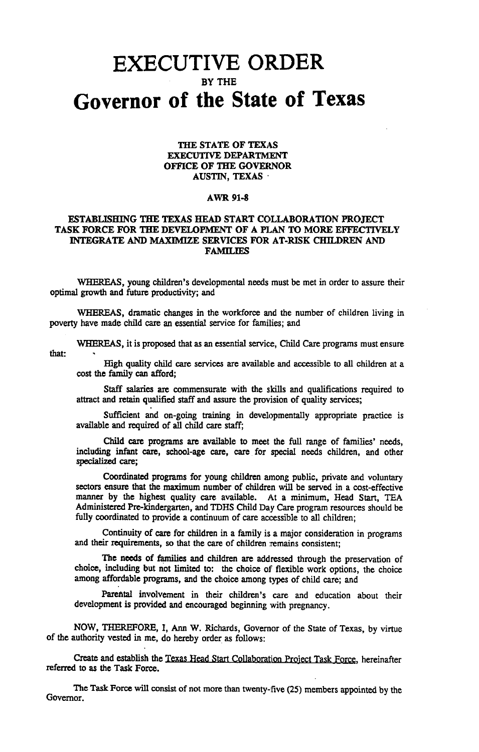# EXECUTIVE ORDER

BY THE

# Governor of the State of Texas

THE STATE OF TEXAS
EXECUTIVE DEPARTMENT
OFFICE OF THE GOVERNOR
AUSTIN, TEXAS

AWR 91-8

## ESTABLISHING THE TEXAS HEAD START COLLABORATION PROJECT TASK FORCE FOR THE DEVELOPMENT OF A PLAN TO MORE EFFECTIVELY INTEGRATE AND MAXIMIZE SERVICES FOR AT-RISK CHILDREN AND FAMILIES

WHEREAS, young children's developmental needs must be met in order to assure their optimal growth and future productivity; and

WHEREAS, dramatic changes in the workforce and the number of children living in poverty have made child care an essential service for families; and

WHEREAS, it is proposed that as an essential service, Child Care programs must ensure that:

High quality child care services are available and accessible to all children at a cost the family can afford;

Staff salaries are commensurate with the skills and qualifications required to attract and retain qualified staff and assure the provision of quality services;

Sufficient and on-going training in developmentally appropriate practice is available and required of all child care staff;

Child care programs are available to meet the full range of families' needs, including infant care, school-age care, care for special needs children, and other specialized care;

Coordinated programs for young children among public, private and voluntary sectors ensure that the maximum number of children will be served in a cost-effective manner by the highest quality care available. At a minimum, Head Start, TEA Administered Pre-kindergarten, and TDHS Child Day Care program resources should be fully coordinated to provide a continuum of care accessible to all children;

Continuity of care for children in a family is a major consideration in programs and their requirements, so that the care of children remains consistent;

The needs of families and children are addressed through the preservation of choice, including but not limited to: the choice of flexible work options, the choice among affordable programs, and the choice among types of child care; and

Parental involvement in their children's care and education about their development is provided and encouraged beginning with pregnancy.

NOW, THEREFORE, I, Ann W. Richards, Governor of the State of Texas, by virtue of the authority vested in me, do hereby order as follows:

Create and establish the Texas Head Start Collaboration Project Task Force, hereinafter referred to as the Task Force.

The Task Force will consist of not more than twenty-five (25) members appointed by the Governor.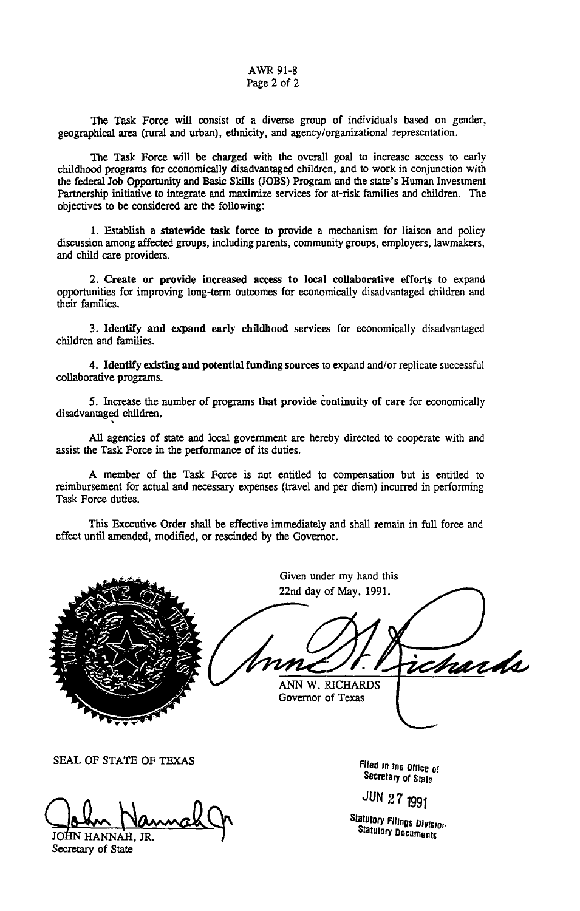The Task Force will consist of a diverse group of individuals based on gender, geographical area (rural and urban), ethnicity, and agency/organizational representation.

The Task Force will be charged with the overall goal to increase access to early childhood programs for economically disadvantaged children, and to work in conjunction with the federal Job Opportunity and Basic Skills (JOBS) Program and the state's Human Investment Partnership initiative to integrate and maximize services for at-risk families and children. The objectives to be considered are the following:

1. Establish a **statewide task force** to provide a mechanism for liaison and policy discussion among affected groups, including parents, community groups, employers, lawmakers, and child care providers.

2. **Create or provide increased access to local collaborative efforts** to expand opportunities for improving long-term outcomes for economically disadvantaged children and their families.

3. **Identify and expand early childhood services** for economically disadvantaged children and families.

4. **Identify existing and potential funding sources** to expand and/or replicate successful collaborative programs.

5. Increase the number of programs **that provide continuity of care** for economically disadvantaged children.

All agencies of state and local government are hereby directed to cooperate with and assist the Task Force in the performance of its duties.

A member of the Task Force is not entitled to compensation but is entitled to reimbursement for actual and necessary expenses (travel and per diem) incurred in performing Task Force duties.

This Executive Order shall be effective immediately and shall remain in full force and effect until amended, modified, or rescinded by the Governor.

Given under my hand this
22nd day of May, 1991.

Ann W. Richards

ANN W. RICHARDS
Governor of Texas

SEAL OF STATE OF TEXAS

John Hannah Jr.

JOHN HANNAH, JR.
Secretary of State

Filed in the Office of
Secretary of State

JUN 27 1991

Statutory Filings Division
Statutory Documents